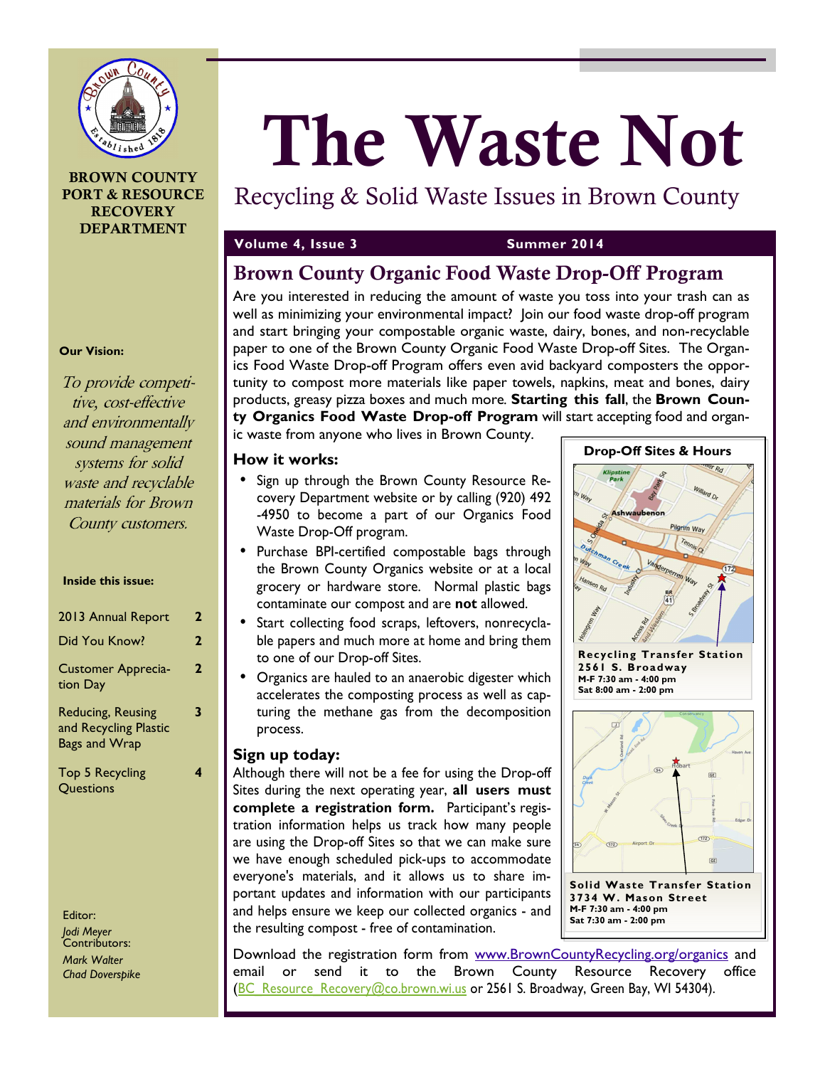# The Waste Not

Recycling & Solid Waste Issues in Brown County

**Volume 4, Issue 3** — **Summer 2014**

BROWN COUNTY PORT & RESOURCE RECOVERY DEPARTMENT

**Our Vision:**

*To provide competitive, cost-effective and environmentally sound management systems for solid waste and recyclable materials for Brown County customers.*

**Inside this issue:**

| | |
|---|---|
| 2013 Annual Report | 2 |
| Did You Know? | 2 |
| Customer Appreciation Day | 2 |
| Reducing, Reusing and Recycling Plastic Bags and Wrap | 3 |
| Top 5 Recycling Questions | 4 |

Editor:
*Jodi Meyer*
Contributors:
*Mark Walter*
*Chad Doverspike*

## Brown County Organic Food Waste Drop-Off Program

Are you interested in reducing the amount of waste you toss into your trash can as well as minimizing your environmental impact? Join our food waste drop-off program and start bringing your compostable organic waste, dairy, bones, and non-recyclable paper to one of the Brown County Organic Food Waste Drop-off Sites. The Organics Food Waste Drop-off Program offers even avid backyard composters the opportunity to compost more materials like paper towels, napkins, meat and bones, dairy products, greasy pizza boxes and much more. **Starting this fall**, the **Brown County Organics Food Waste Drop-off Program** will start accepting food and organic waste from anyone who lives in Brown County.

### How it works:

- Sign up through the Brown County Resource Recovery Department website or by calling (920) 492-4950 to become a part of our Organics Food Waste Drop-Off program.
- Purchase BPI-certified compostable bags through the Brown County Organics website or at a local grocery or hardware store. Normal plastic bags contaminate our compost and are **not** allowed.
- Start collecting food scraps, leftovers, nonrecyclable papers and much more at home and bring them to one of our Drop-off Sites.
- Organics are hauled to an anaerobic digester which accelerates the composting process as well as capturing the methane gas from the decomposition process.

### Sign up today:

Although there will not be a fee for using the Drop-off Sites during the next operating year, **all users must complete a registration form.** Participant's registration information helps us track how many people are using the Drop-off Sites so that we can make sure we have enough scheduled pick-ups to accommodate everyone's materials, and it allows us to share important updates and information with our participants and helps ensure we keep our collected organics - and the resulting compost - free of contamination.

**Drop-Off Sites & Hours**

**Recycling Transfer Station**
**2561 S. Broadway**
**M-F 7:30 am - 4:00 pm**
**Sat 8:00 am - 2:00 pm**

**Solid Waste Transfer Station**
**3734 W. Mason Street**
**M-F 7:30 am - 4:00 pm**
**Sat 7:30 am - 2:00 pm**

Download the registration form from www.BrownCountyRecycling.org/organics and email or send it to the Brown County Resource Recovery office (BC_Resource_Recovery@co.brown.wi.us or 2561 S. Broadway, Green Bay, WI 54304).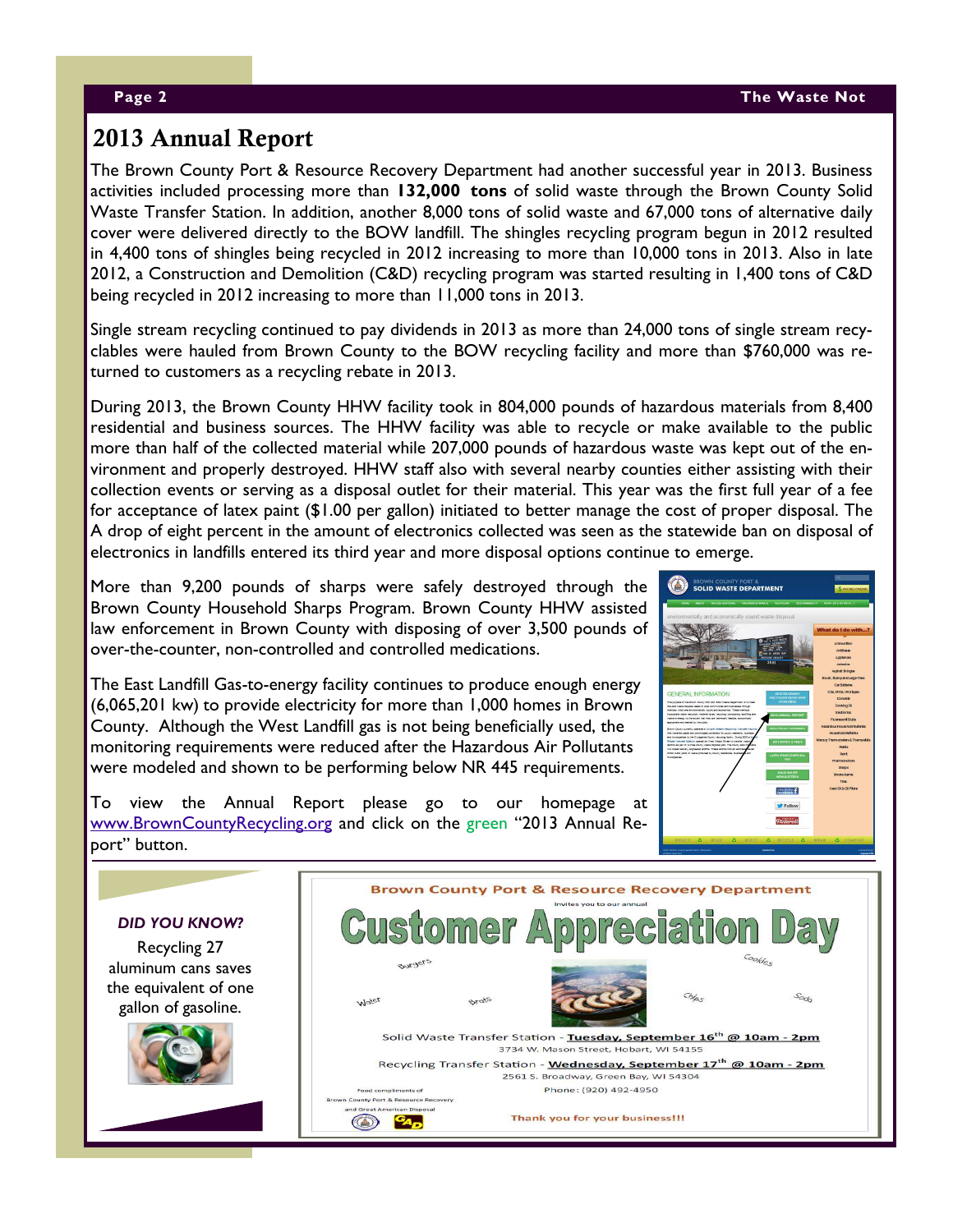# 2013 Annual Report

The Brown County Port & Resource Recovery Department had another successful year in 2013. Business activities included processing more than **132,000 tons** of solid waste through the Brown County Solid Waste Transfer Station. In addition, another 8,000 tons of solid waste and 67,000 tons of alternative daily cover were delivered directly to the BOW landfill. The shingles recycling program begun in 2012 resulted in 4,400 tons of shingles being recycled in 2012 increasing to more than 10,000 tons in 2013. Also in late 2012, a Construction and Demolition (C&D) recycling program was started resulting in 1,400 tons of C&D being recycled in 2012 increasing to more than 11,000 tons in 2013.

Single stream recycling continued to pay dividends in 2013 as more than 24,000 tons of single stream recyclables were hauled from Brown County to the BOW recycling facility and more than $760,000 was returned to customers as a recycling rebate in 2013.

During 2013, the Brown County HHW facility took in 804,000 pounds of hazardous materials from 8,400 residential and business sources. The HHW facility was able to recycle or make available to the public more than half of the collected material while 207,000 pounds of hazardous waste was kept out of the environment and properly destroyed. HHW staff also with several nearby counties either assisting with their collection events or serving as a disposal outlet for their material. This year was the first full year of a fee for acceptance of latex paint ($1.00 per gallon) initiated to better manage the cost of proper disposal. The A drop of eight percent in the amount of electronics collected was seen as the statewide ban on disposal of electronics in landfills entered its third year and more disposal options continue to emerge.

More than 9,200 pounds of sharps were safely destroyed through the Brown County Household Sharps Program. Brown County HHW assisted law enforcement in Brown County with disposing of over 3,500 pounds of over-the-counter, non-controlled and controlled medications.

The East Landfill Gas-to-energy facility continues to produce enough energy (6,065,201 kw) to provide electricity for more than 1,000 homes in Brown County. Although the West Landfill gas is not being beneficially used, the monitoring requirements were reduced after the Hazardous Air Pollutants were modeled and shown to be performing below NR 445 requirements.

To view the Annual Report please go to our homepage at www.BrownCountyRecycling.org and click on the green "2013 Annual Report" button.

***DID YOU KNOW?***

Recycling 27 aluminum cans saves the equivalent of one gallon of gasoline.

**Brown County Port & Resource Recovery Department**

Invites you to our annual

# Customer Appreciation Day

Burgers, Brats, Water, Chips, Soda, Cookies

Solid Waste Transfer Station - **Tuesday, September 16th @ 10am - 2pm**
3734 W. Mason Street, Hobart, WI 54155

Recycling Transfer Station - **Wednesday, September 17th @ 10am - 2pm**
2561 S. Broadway, Green Bay, WI 54304

Phone: (920) 492-4950

Food compliments of Brown County Port & Resource Recovery and Great American Disposal

**Thank you for your business!!!**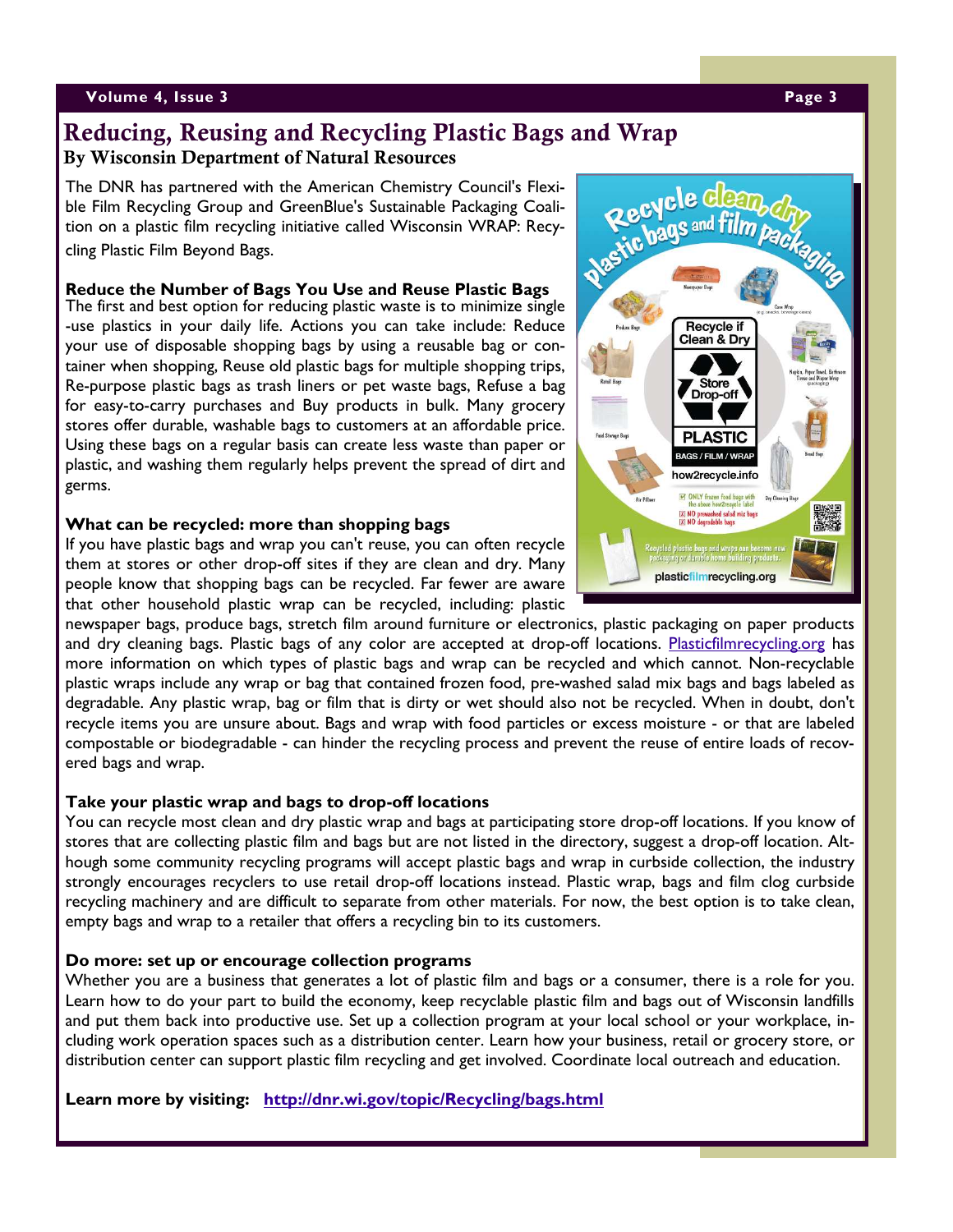# Reducing, Reusing and Recycling Plastic Bags and Wrap

## By Wisconsin Department of Natural Resources

The DNR has partnered with the American Chemistry Council's Flexible Film Recycling Group and GreenBlue's Sustainable Packaging Coalition on a plastic film recycling initiative called Wisconsin WRAP: Recycling Plastic Film Beyond Bags.

**Reduce the Number of Bags You Use and Reuse Plastic Bags**

The first and best option for reducing plastic waste is to minimize single-use plastics in your daily life. Actions you can take include: Reduce your use of disposable shopping bags by using a reusable bag or container when shopping, Reuse old plastic bags for multiple shopping trips, Re-purpose plastic bags as trash liners or pet waste bags, Refuse a bag for easy-to-carry purchases and Buy products in bulk. Many grocery stores offer durable, washable bags to customers at an affordable price. Using these bags on a regular basis can create less waste than paper or plastic, and washing them regularly helps prevent the spread of dirt and germs.

**What can be recycled: more than shopping bags**

If you have plastic bags and wrap you can't reuse, you can often recycle them at stores or other drop-off sites if they are clean and dry. Many people know that shopping bags can be recycled. Far fewer are aware that other household plastic wrap can be recycled, including: plastic newspaper bags, produce bags, stretch film around furniture or electronics, plastic packaging on paper products and dry cleaning bags. Plastic bags of any color are accepted at drop-off locations. Plasticfilmrecycling.org has more information on which types of plastic bags and wrap can be recycled and which cannot. Non-recyclable plastic wraps include any wrap or bag that contained frozen food, pre-washed salad mix bags and bags labeled as degradable. Any plastic wrap, bag or film that is dirty or wet should also not be recycled. When in doubt, don't recycle items you are unsure about. Bags and wrap with food particles or excess moisture - or that are labeled compostable or biodegradable - can hinder the recycling process and prevent the reuse of entire loads of recovered bags and wrap.

**Take your plastic wrap and bags to drop-off locations**

You can recycle most clean and dry plastic wrap and bags at participating store drop-off locations. If you know of stores that are collecting plastic film and bags but are not listed in the directory, suggest a drop-off location. Although some community recycling programs will accept plastic bags and wrap in curbside collection, the industry strongly encourages recyclers to use retail drop-off locations instead. Plastic wrap, bags and film clog curbside recycling machinery and are difficult to separate from other materials. For now, the best option is to take clean, empty bags and wrap to a retailer that offers a recycling bin to its customers.

**Do more: set up or encourage collection programs**

Whether you are a business that generates a lot of plastic film and bags or a consumer, there is a role for you. Learn how to do your part to build the economy, keep recyclable plastic film and bags out of Wisconsin landfills and put them back into productive use. Set up a collection program at your local school or your workplace, including work operation spaces such as a distribution center. Learn how your business, retail or grocery store, or distribution center can support plastic film recycling and get involved. Coordinate local outreach and education.

**Learn more by visiting:** **http://dnr.wi.gov/topic/Recycling/bags.html**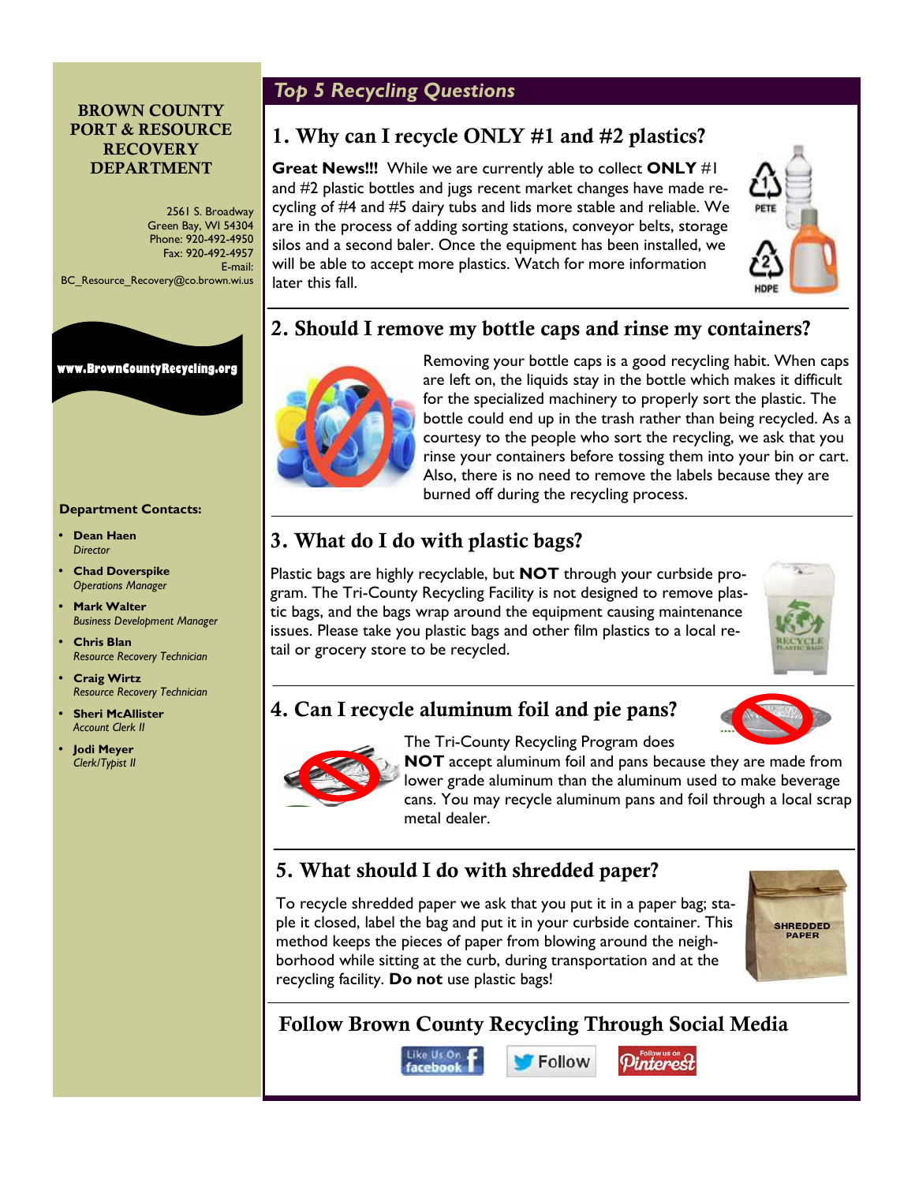**BROWN COUNTY PORT & RESOURCE RECOVERY DEPARTMENT**

2561 S. Broadway
Green Bay, WI 54304
Phone: 920-492-4950
Fax: 920-492-4957
E-mail:
BC_Resource_Recovery@co.brown.wi.us

**www.BrownCountyRecycling.org**

**Department Contacts:**

- **Dean Haen**
  *Director*
- **Chad Doverspike**
  *Operations Manager*
- **Mark Walter**
  *Business Development Manager*
- **Chris Blan**
  *Resource Recovery Technician*
- **Craig Wirtz**
  *Resource Recovery Technician*
- **Sheri McAllister**
  *Account Clerk II*
- **Jodi Meyer**
  *Clerk/Typist II*

## *Top 5 Recycling Questions*

### 1. Why can I recycle ONLY #1 and #2 plastics?

**Great News!!!** While we are currently able to collect **ONLY** #1 and #2 plastic bottles and jugs recent market changes have made recycling of #4 and #5 dairy tubs and lids more stable and reliable. We are in the process of adding sorting stations, conveyor belts, storage silos and a second baler. Once the equipment has been installed, we will be able to accept more plastics. Watch for more information later this fall.

PETE

HDPE

### 2. Should I remove my bottle caps and rinse my containers?

Removing your bottle caps is a good recycling habit. When caps are left on, the liquids stay in the bottle which makes it difficult for the specialized machinery to properly sort the plastic. The bottle could end up in the trash rather than being recycled. As a courtesy to the people who sort the recycling, we ask that you rinse your containers before tossing them into your bin or cart. Also, there is no need to remove the labels because they are burned off during the recycling process.

### 3. What do I do with plastic bags?

Plastic bags are highly recyclable, but **NOT** through your curbside program. The Tri-County Recycling Facility is not designed to remove plastic bags, and the bags wrap around the equipment causing maintenance issues. Please take you plastic bags and other film plastics to a local retail or grocery store to be recycled.

### 4. Can I recycle aluminum foil and pie pans?

The Tri-County Recycling Program does **NOT** accept aluminum foil and pans because they are made from lower grade aluminum than the aluminum used to make beverage cans. You may recycle aluminum pans and foil through a local scrap metal dealer.

### 5. What should I do with shredded paper?

To recycle shredded paper we ask that you put it in a paper bag; staple it closed, label the bag and put it in your curbside container. This method keeps the pieces of paper from blowing around the neighborhood while sitting at the curb, during transportation and at the recycling facility. **Do not** use plastic bags!

SHREDDED PAPER

## Follow Brown County Recycling Through Social Media

Like Us On facebook · Follow · Follow us on Pinterest